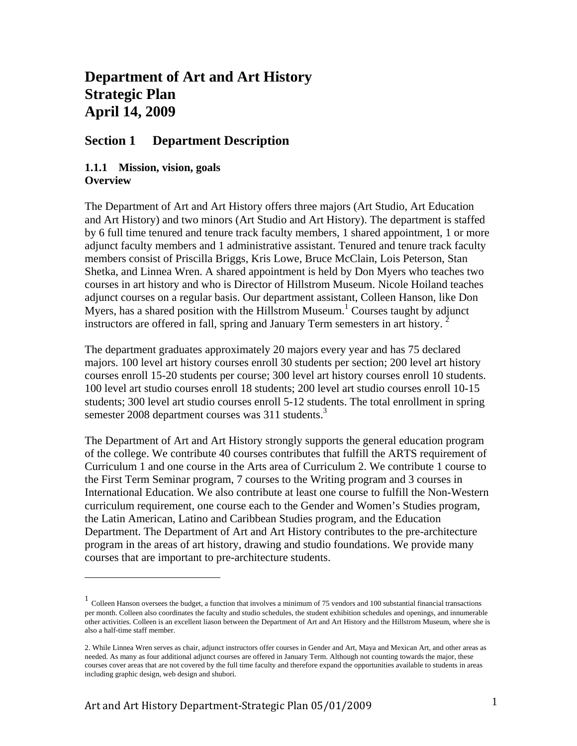# Department of Art and Art History Strategic Plan April 14, 2009

## Section 1 Department Description

### 1.1.1 Mission, vision, goals

**Overview**

The Department of Art and Art History offers three majors (Art Studio, Art Education and Art History) and two minors (Art Studio and Art History). The department is staffed by 6 full time tenured and tenure track faculty members, 1 shared appointment, 1 or more adjunct faculty members and 1 administrative assistant. Tenured and tenure track faculty members consist of Priscilla Briggs, Kris Lowe, Bruce McClain, Lois Peterson, Stan Shetka, and Linnea Wren. A shared appointment is held by Don Myers who teaches two courses in art history and who is Director of Hillstrom Museum. Nicole Hoiland teaches adjunct courses on a regular basis. Our department assistant, Colleen Hanson, like Don Myers, has a shared position with the Hillstrom Museum.[1] Courses taught by adjunct instructors are offered in fall, spring and January Term semesters in art history. [2]

The department graduates approximately 20 majors every year and has 75 declared majors. 100 level art history courses enroll 30 students per section; 200 level art history courses enroll 15-20 students per course; 300 level art history courses enroll 10 students. 100 level art studio courses enroll 18 students; 200 level art studio courses enroll 10-15 students; 300 level art studio courses enroll 5-12 students. The total enrollment in spring semester 2008 department courses was 311 students.[3]

The Department of Art and Art History strongly supports the general education program of the college. We contribute 40 courses contributes that fulfill the ARTS requirement of Curriculum 1 and one course in the Arts area of Curriculum 2. We contribute 1 course to the First Term Seminar program, 7 courses to the Writing program and 3 courses in International Education. We also contribute at least one course to fulfill the Non-Western curriculum requirement, one course each to the Gender and Women's Studies program, the Latin American, Latino and Caribbean Studies program, and the Education Department. The Department of Art and Art History contributes to the pre-architecture program in the areas of art history, drawing and studio foundations. We provide many courses that are important to pre-architecture students.

---

1 Colleen Hanson oversees the budget, a function that involves a minimum of 75 vendors and 100 substantial financial transactions per month. Colleen also coordinates the faculty and studio schedules, the student exhibition schedules and openings, and innumerable other activities. Colleen is an excellent liason between the Department of Art and Art History and the Hillstrom Museum, where she is also a half-time staff member.

2. While Linnea Wren serves as chair, adjunct instructors offer courses in Gender and Art, Maya and Mexican Art, and other areas as needed. As many as four additional adjunct courses are offered in January Term. Although not counting towards the major, these courses cover areas that are not covered by the full time faculty and therefore expand the opportunities available to students in areas including graphic design, web design and shubori.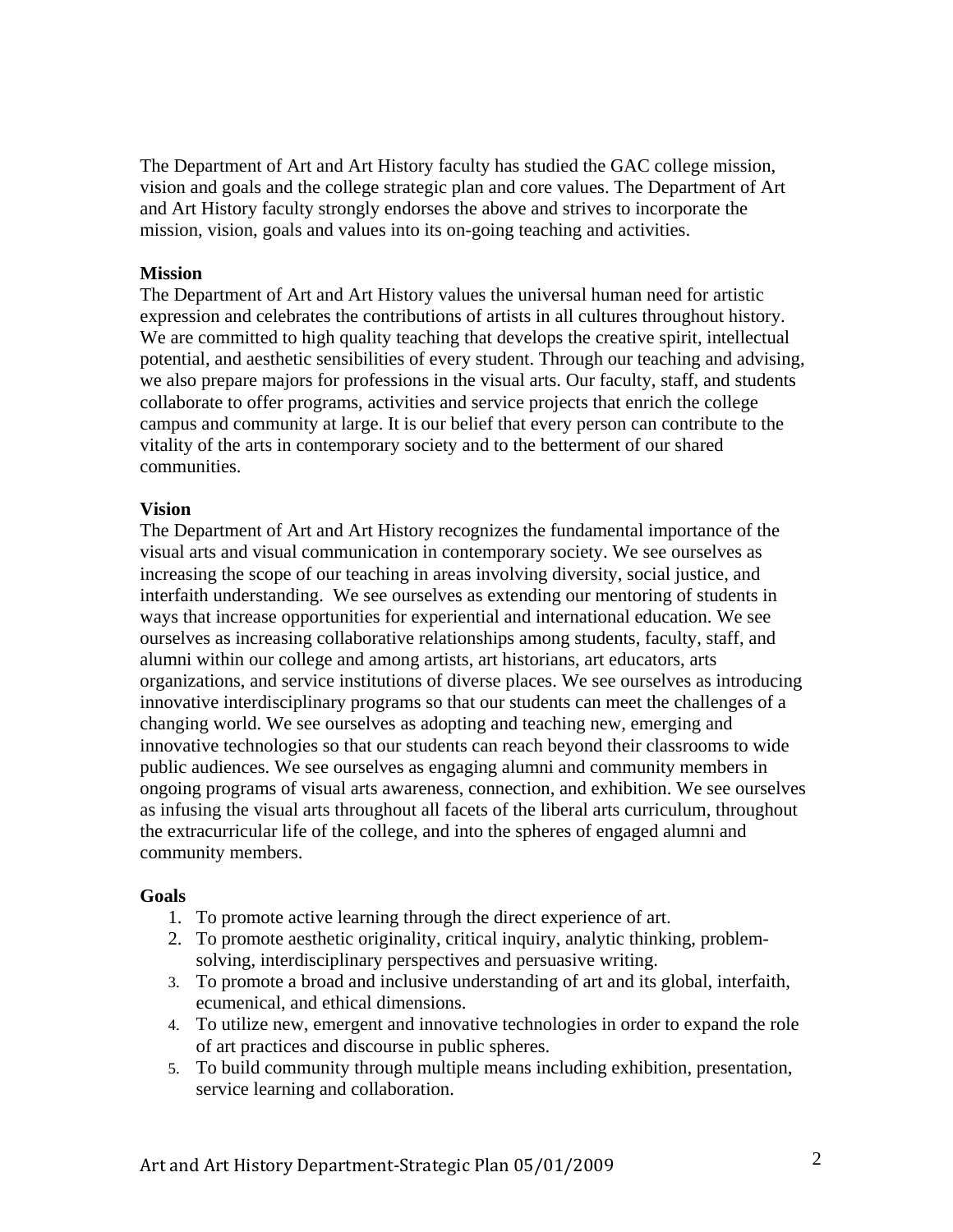The Department of Art and Art History faculty has studied the GAC college mission, vision and goals and the college strategic plan and core values. The Department of Art and Art History faculty strongly endorses the above and strives to incorporate the mission, vision, goals and values into its on-going teaching and activities.

**Mission**

The Department of Art and Art History values the universal human need for artistic expression and celebrates the contributions of artists in all cultures throughout history. We are committed to high quality teaching that develops the creative spirit, intellectual potential, and aesthetic sensibilities of every student. Through our teaching and advising, we also prepare majors for professions in the visual arts. Our faculty, staff, and students collaborate to offer programs, activities and service projects that enrich the college campus and community at large. It is our belief that every person can contribute to the vitality of the arts in contemporary society and to the betterment of our shared communities.

**Vision**

The Department of Art and Art History recognizes the fundamental importance of the visual arts and visual communication in contemporary society. We see ourselves as increasing the scope of our teaching in areas involving diversity, social justice, and interfaith understanding. We see ourselves as extending our mentoring of students in ways that increase opportunities for experiential and international education. We see ourselves as increasing collaborative relationships among students, faculty, staff, and alumni within our college and among artists, art historians, art educators, arts organizations, and service institutions of diverse places. We see ourselves as introducing innovative interdisciplinary programs so that our students can meet the challenges of a changing world. We see ourselves as adopting and teaching new, emerging and innovative technologies so that our students can reach beyond their classrooms to wide public audiences. We see ourselves as engaging alumni and community members in ongoing programs of visual arts awareness, connection, and exhibition. We see ourselves as infusing the visual arts throughout all facets of the liberal arts curriculum, throughout the extracurricular life of the college, and into the spheres of engaged alumni and community members.

**Goals**

1. To promote active learning through the direct experience of art.
2. To promote aesthetic originality, critical inquiry, analytic thinking, problem-solving, interdisciplinary perspectives and persuasive writing.
3. To promote a broad and inclusive understanding of art and its global, interfaith, ecumenical, and ethical dimensions.
4. To utilize new, emergent and innovative technologies in order to expand the role of art practices and discourse in public spheres.
5. To build community through multiple means including exhibition, presentation, service learning and collaboration.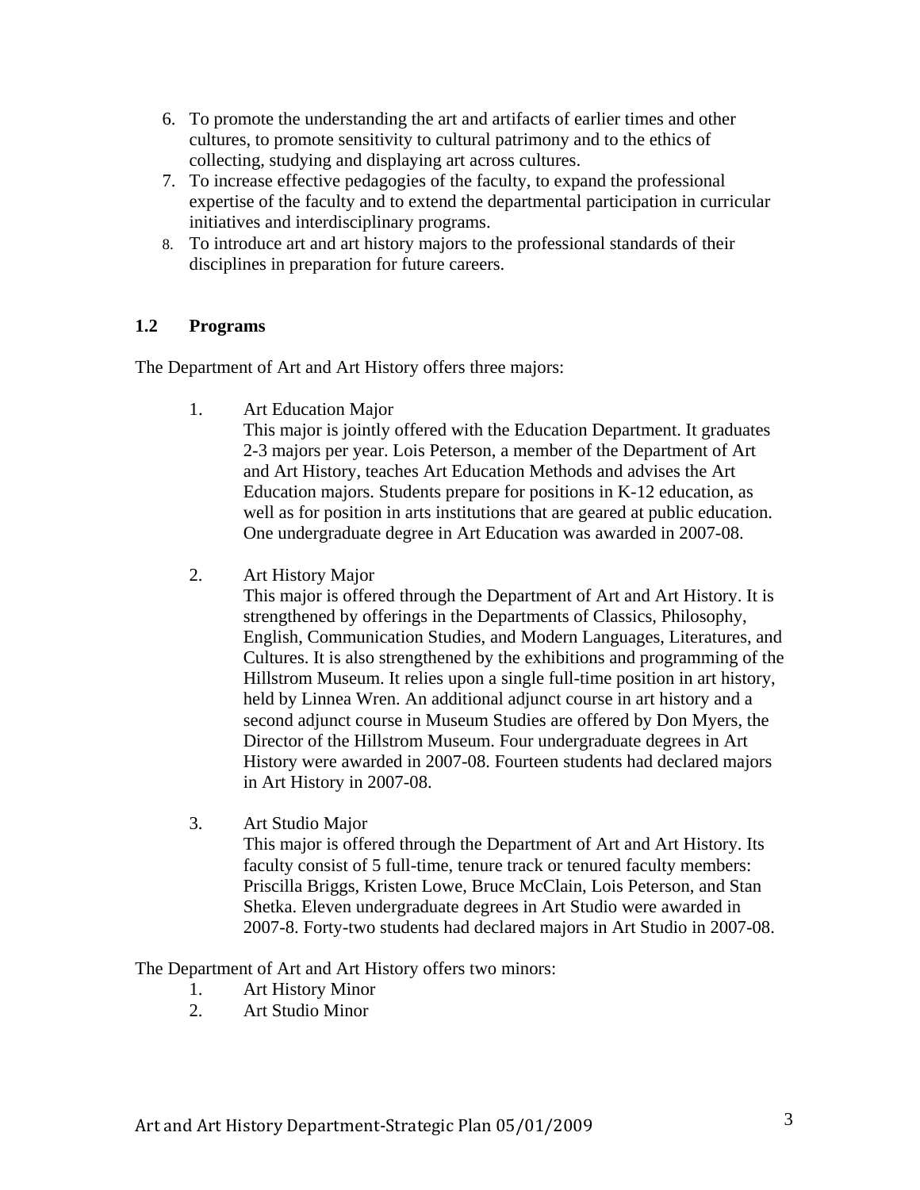6. To promote the understanding the art and artifacts of earlier times and other cultures, to promote sensitivity to cultural patrimony and to the ethics of collecting, studying and displaying art across cultures.
7. To increase effective pedagogies of the faculty, to expand the professional expertise of the faculty and to extend the departmental participation in curricular initiatives and interdisciplinary programs.
8. To introduce art and art history majors to the professional standards of their disciplines in preparation for future careers.

### 1.2 Programs

The Department of Art and Art History offers three majors:

1. Art Education Major
   This major is jointly offered with the Education Department. It graduates 2-3 majors per year. Lois Peterson, a member of the Department of Art and Art History, teaches Art Education Methods and advises the Art Education majors. Students prepare for positions in K-12 education, as well as for position in arts institutions that are geared at public education. One undergraduate degree in Art Education was awarded in 2007-08.

2. Art History Major
   This major is offered through the Department of Art and Art History. It is strengthened by offerings in the Departments of Classics, Philosophy, English, Communication Studies, and Modern Languages, Literatures, and Cultures. It is also strengthened by the exhibitions and programming of the Hillstrom Museum. It relies upon a single full-time position in art history, held by Linnea Wren. An additional adjunct course in art history and a second adjunct course in Museum Studies are offered by Don Myers, the Director of the Hillstrom Museum. Four undergraduate degrees in Art History were awarded in 2007-08. Fourteen students had declared majors in Art History in 2007-08.

3. Art Studio Major
   This major is offered through the Department of Art and Art History. Its faculty consist of 5 full-time, tenure track or tenured faculty members: Priscilla Briggs, Kristen Lowe, Bruce McClain, Lois Peterson, and Stan Shetka. Eleven undergraduate degrees in Art Studio were awarded in 2007-8. Forty-two students had declared majors in Art Studio in 2007-08.

The Department of Art and Art History offers two minors:

1. Art History Minor
2. Art Studio Minor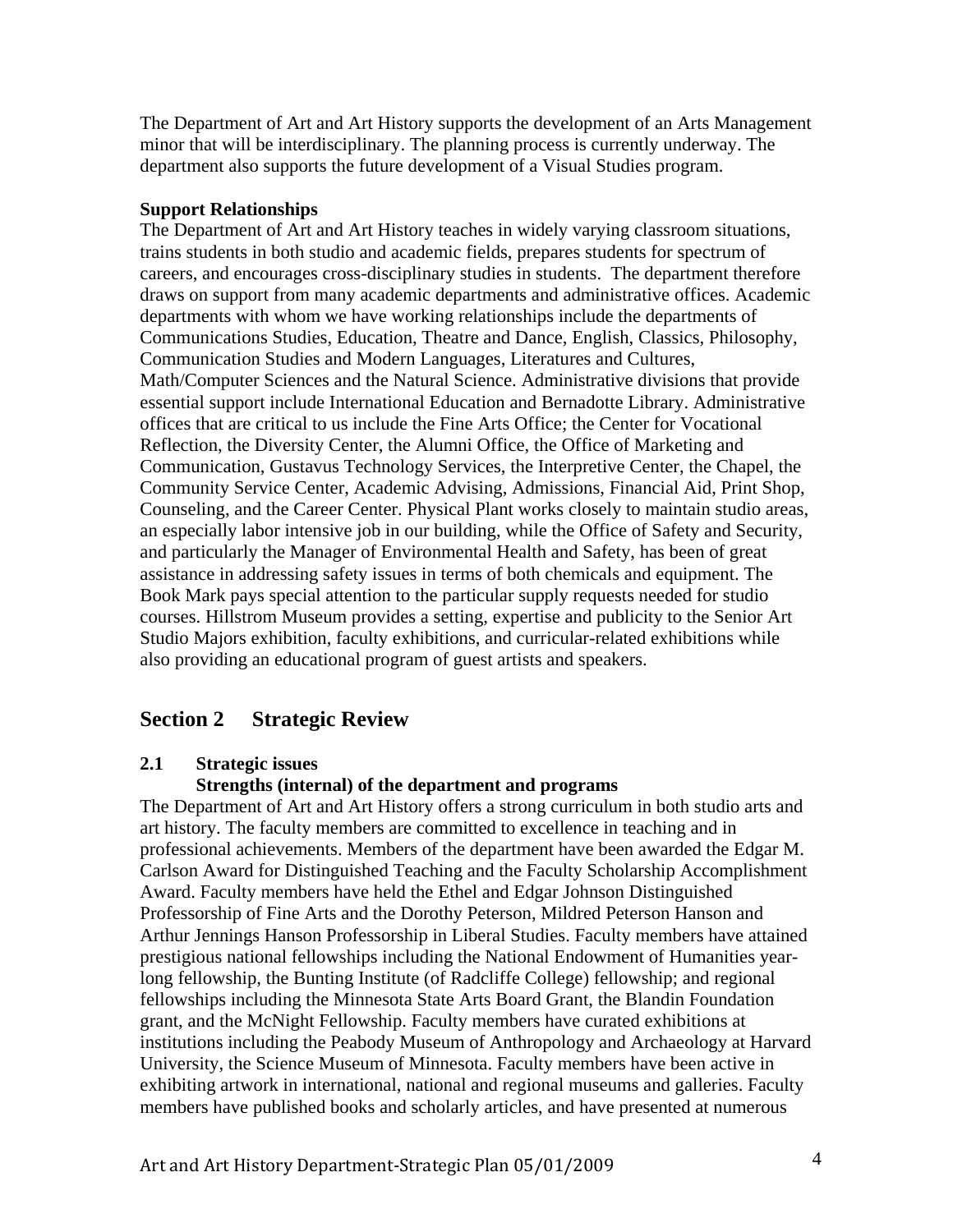The Department of Art and Art History supports the development of an Arts Management minor that will be interdisciplinary. The planning process is currently underway. The department also supports the future development of a Visual Studies program.

**Support Relationships**

The Department of Art and Art History teaches in widely varying classroom situations, trains students in both studio and academic fields, prepares students for spectrum of careers, and encourages cross-disciplinary studies in students. The department therefore draws on support from many academic departments and administrative offices. Academic departments with whom we have working relationships include the departments of Communications Studies, Education, Theatre and Dance, English, Classics, Philosophy, Communication Studies and Modern Languages, Literatures and Cultures, Math/Computer Sciences and the Natural Science. Administrative divisions that provide essential support include International Education and Bernadotte Library. Administrative offices that are critical to us include the Fine Arts Office; the Center for Vocational Reflection, the Diversity Center, the Alumni Office, the Office of Marketing and Communication, Gustavus Technology Services, the Interpretive Center, the Chapel, the Community Service Center, Academic Advising, Admissions, Financial Aid, Print Shop, Counseling, and the Career Center. Physical Plant works closely to maintain studio areas, an especially labor intensive job in our building, while the Office of Safety and Security, and particularly the Manager of Environmental Health and Safety, has been of great assistance in addressing safety issues in terms of both chemicals and equipment. The Book Mark pays special attention to the particular supply requests needed for studio courses. Hillstrom Museum provides a setting, expertise and publicity to the Senior Art Studio Majors exhibition, faculty exhibitions, and curricular-related exhibitions while also providing an educational program of guest artists and speakers.

## Section 2 Strategic Review

### 2.1 Strategic issues

**Strengths (internal) of the department and programs**

The Department of Art and Art History offers a strong curriculum in both studio arts and art history. The faculty members are committed to excellence in teaching and in professional achievements. Members of the department have been awarded the Edgar M. Carlson Award for Distinguished Teaching and the Faculty Scholarship Accomplishment Award. Faculty members have held the Ethel and Edgar Johnson Distinguished Professorship of Fine Arts and the Dorothy Peterson, Mildred Peterson Hanson and Arthur Jennings Hanson Professorship in Liberal Studies. Faculty members have attained prestigious national fellowships including the National Endowment of Humanities year-long fellowship, the Bunting Institute (of Radcliffe College) fellowship; and regional fellowships including the Minnesota State Arts Board Grant, the Blandin Foundation grant, and the McNight Fellowship. Faculty members have curated exhibitions at institutions including the Peabody Museum of Anthropology and Archaeology at Harvard University, the Science Museum of Minnesota. Faculty members have been active in exhibiting artwork in international, national and regional museums and galleries. Faculty members have published books and scholarly articles, and have presented at numerous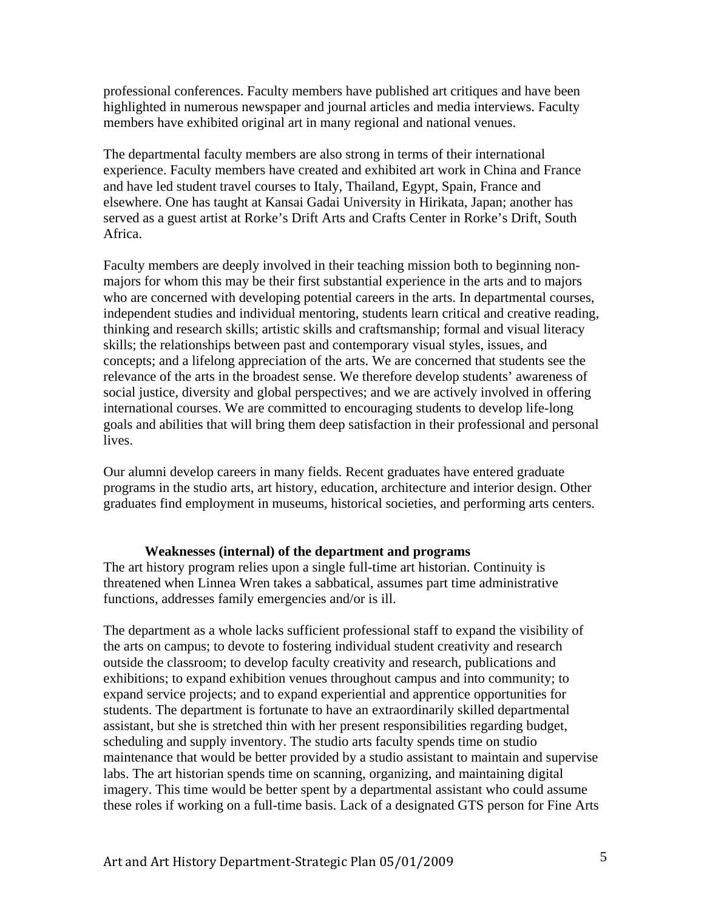professional conferences. Faculty members have published art critiques and have been highlighted in numerous newspaper and journal articles and media interviews. Faculty members have exhibited original art in many regional and national venues.

The departmental faculty members are also strong in terms of their international experience. Faculty members have created and exhibited art work in China and France and have led student travel courses to Italy, Thailand, Egypt, Spain, France and elsewhere. One has taught at Kansai Gadai University in Hirikata, Japan; another has served as a guest artist at Rorke's Drift Arts and Crafts Center in Rorke's Drift, South Africa.

Faculty members are deeply involved in their teaching mission both to beginning non-majors for whom this may be their first substantial experience in the arts and to majors who are concerned with developing potential careers in the arts. In departmental courses, independent studies and individual mentoring, students learn critical and creative reading, thinking and research skills; artistic skills and craftsmanship; formal and visual literacy skills; the relationships between past and contemporary visual styles, issues, and concepts; and a lifelong appreciation of the arts. We are concerned that students see the relevance of the arts in the broadest sense. We therefore develop students' awareness of social justice, diversity and global perspectives; and we are actively involved in offering international courses. We are committed to encouraging students to develop life-long goals and abilities that will bring them deep satisfaction in their professional and personal lives.

Our alumni develop careers in many fields. Recent graduates have entered graduate programs in the studio arts, art history, education, architecture and interior design. Other graduates find employment in museums, historical societies, and performing arts centers.

**Weaknesses (internal) of the department and programs**

The art history program relies upon a single full-time art historian. Continuity is threatened when Linnea Wren takes a sabbatical, assumes part time administrative functions, addresses family emergencies and/or is ill.

The department as a whole lacks sufficient professional staff to expand the visibility of the arts on campus; to devote to fostering individual student creativity and research outside the classroom; to develop faculty creativity and research, publications and exhibitions; to expand exhibition venues throughout campus and into community; to expand service projects; and to expand experiential and apprentice opportunities for students. The department is fortunate to have an extraordinarily skilled departmental assistant, but she is stretched thin with her present responsibilities regarding budget, scheduling and supply inventory. The studio arts faculty spends time on studio maintenance that would be better provided by a studio assistant to maintain and supervise labs. The art historian spends time on scanning, organizing, and maintaining digital imagery. This time would be better spent by a departmental assistant who could assume these roles if working on a full-time basis. Lack of a designated GTS person for Fine Arts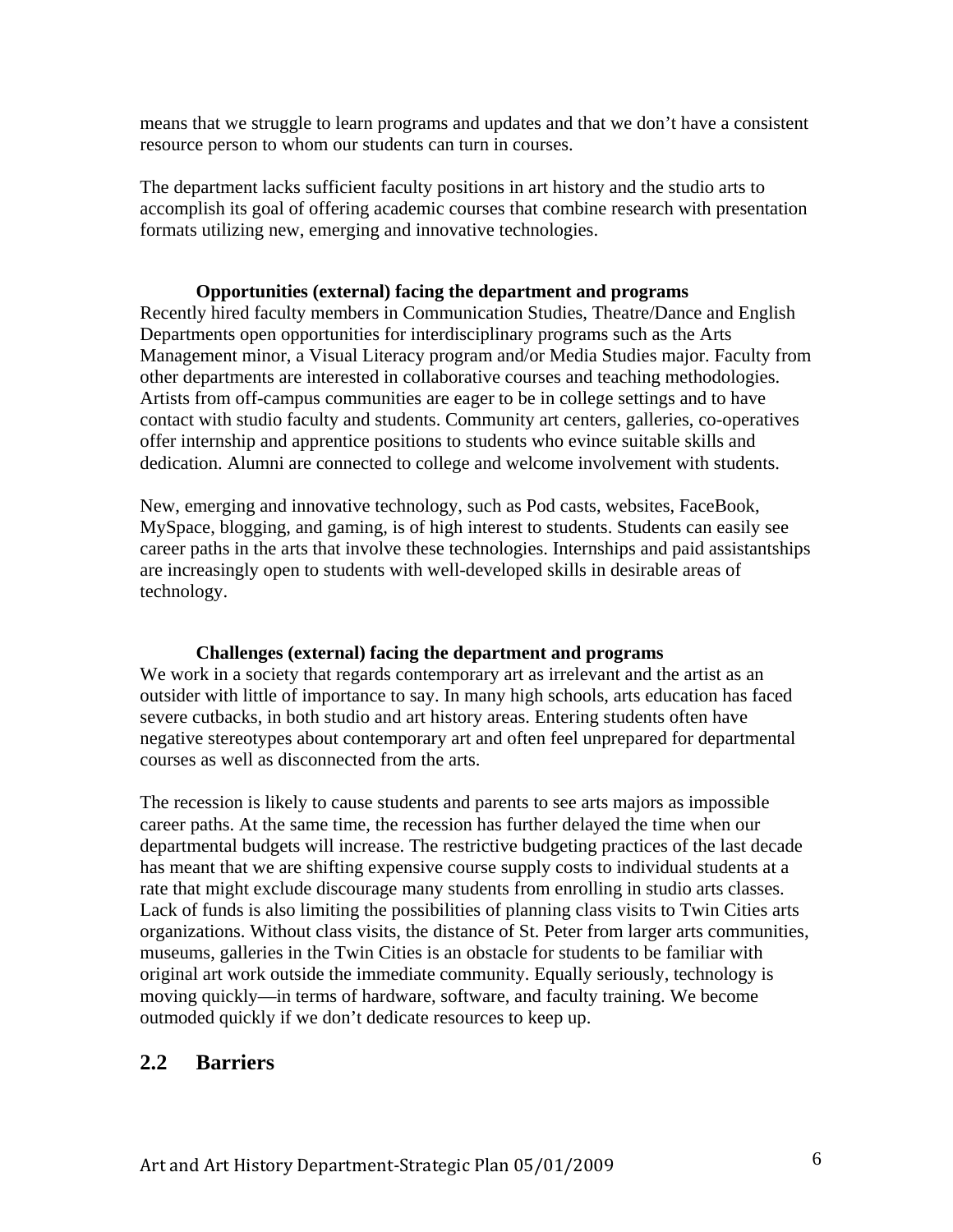means that we struggle to learn programs and updates and that we don't have a consistent resource person to whom our students can turn in courses.

The department lacks sufficient faculty positions in art history and the studio arts to accomplish its goal of offering academic courses that combine research with presentation formats utilizing new, emerging and innovative technologies.

**Opportunities (external) facing the department and programs**

Recently hired faculty members in Communication Studies, Theatre/Dance and English Departments open opportunities for interdisciplinary programs such as the Arts Management minor, a Visual Literacy program and/or Media Studies major. Faculty from other departments are interested in collaborative courses and teaching methodologies. Artists from off-campus communities are eager to be in college settings and to have contact with studio faculty and students. Community art centers, galleries, co-operatives offer internship and apprentice positions to students who evince suitable skills and dedication. Alumni are connected to college and welcome involvement with students.

New, emerging and innovative technology, such as Pod casts, websites, FaceBook, MySpace, blogging, and gaming, is of high interest to students. Students can easily see career paths in the arts that involve these technologies. Internships and paid assistantships are increasingly open to students with well-developed skills in desirable areas of technology.

**Challenges (external) facing the department and programs**

We work in a society that regards contemporary art as irrelevant and the artist as an outsider with little of importance to say. In many high schools, arts education has faced severe cutbacks, in both studio and art history areas. Entering students often have negative stereotypes about contemporary art and often feel unprepared for departmental courses as well as disconnected from the arts.

The recession is likely to cause students and parents to see arts majors as impossible career paths. At the same time, the recession has further delayed the time when our departmental budgets will increase. The restrictive budgeting practices of the last decade has meant that we are shifting expensive course supply costs to individual students at a rate that might exclude discourage many students from enrolling in studio arts classes. Lack of funds is also limiting the possibilities of planning class visits to Twin Cities arts organizations. Without class visits, the distance of St. Peter from larger arts communities, museums, galleries in the Twin Cities is an obstacle for students to be familiar with original art work outside the immediate community. Equally seriously, technology is moving quickly—in terms of hardware, software, and faculty training. We become outmoded quickly if we don't dedicate resources to keep up.

## 2.2 Barriers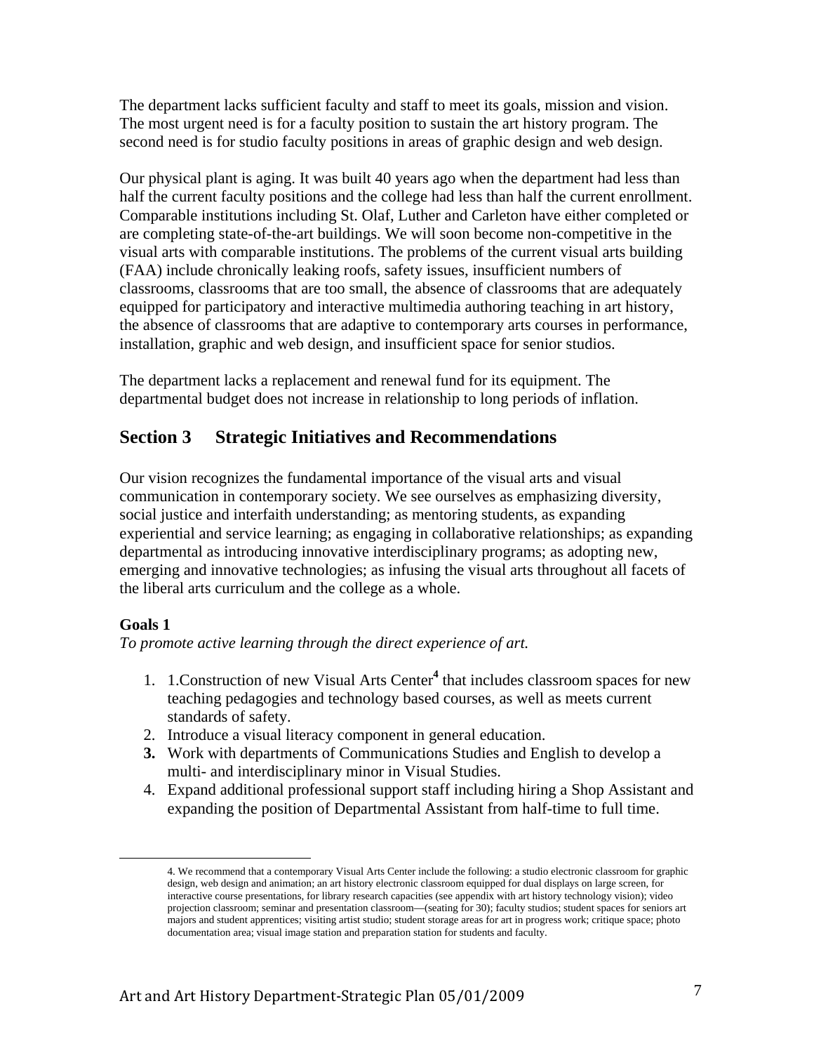The department lacks sufficient faculty and staff to meet its goals, mission and vision. The most urgent need is for a faculty position to sustain the art history program. The second need is for studio faculty positions in areas of graphic design and web design.

Our physical plant is aging. It was built 40 years ago when the department had less than half the current faculty positions and the college had less than half the current enrollment. Comparable institutions including St. Olaf, Luther and Carleton have either completed or are completing state-of-the-art buildings. We will soon become non-competitive in the visual arts with comparable institutions. The problems of the current visual arts building (FAA) include chronically leaking roofs, safety issues, insufficient numbers of classrooms, classrooms that are too small, the absence of classrooms that are adequately equipped for participatory and interactive multimedia authoring teaching in art history, the absence of classrooms that are adaptive to contemporary arts courses in performance, installation, graphic and web design, and insufficient space for senior studios.

The department lacks a replacement and renewal fund for its equipment. The departmental budget does not increase in relationship to long periods of inflation.

## Section 3 Strategic Initiatives and Recommendations

Our vision recognizes the fundamental importance of the visual arts and visual communication in contemporary society. We see ourselves as emphasizing diversity, social justice and interfaith understanding; as mentoring students, as expanding experiential and service learning; as engaging in collaborative relationships; as expanding departmental as introducing innovative interdisciplinary programs; as adopting new, emerging and innovative technologies; as infusing the visual arts throughout all facets of the liberal arts curriculum and the college as a whole.

**Goals 1**

*To promote active learning through the direct experience of art.*

1. 1.Construction of new Visual Arts Center[4] that includes classroom spaces for new teaching pedagogies and technology based courses, as well as meets current standards of safety.
2. Introduce a visual literacy component in general education.
3. Work with departments of Communications Studies and English to develop a multi- and interdisciplinary minor in Visual Studies.
4. Expand additional professional support staff including hiring a Shop Assistant and expanding the position of Departmental Assistant from half-time to full time.

4. We recommend that a contemporary Visual Arts Center include the following: a studio electronic classroom for graphic design, web design and animation; an art history electronic classroom equipped for dual displays on large screen, for interactive course presentations, for library research capacities (see appendix with art history technology vision); video projection classroom; seminar and presentation classroom—(seating for 30); faculty studios; student spaces for seniors art majors and student apprentices; visiting artist studio; student storage areas for art in progress work; critique space; photo documentation area; visual image station and preparation station for students and faculty.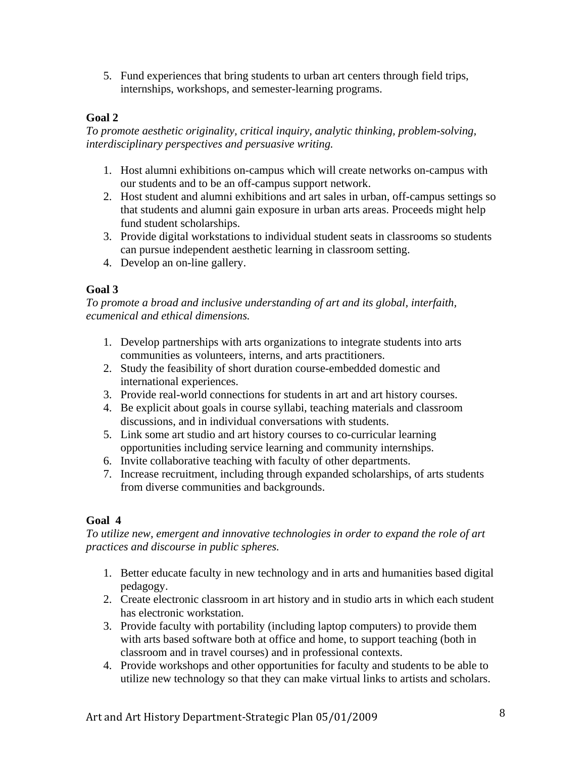5. Fund experiences that bring students to urban art centers through field trips, internships, workshops, and semester-learning programs.

**Goal 2**

*To promote aesthetic originality, critical inquiry, analytic thinking, problem-solving, interdisciplinary perspectives and persuasive writing.*

1. Host alumni exhibitions on-campus which will create networks on-campus with our students and to be an off-campus support network.
2. Host student and alumni exhibitions and art sales in urban, off-campus settings so that students and alumni gain exposure in urban arts areas. Proceeds might help fund student scholarships.
3. Provide digital workstations to individual student seats in classrooms so students can pursue independent aesthetic learning in classroom setting.
4. Develop an on-line gallery.

**Goal 3**

*To promote a broad and inclusive understanding of art and its global, interfaith, ecumenical and ethical dimensions.*

1. Develop partnerships with arts organizations to integrate students into arts communities as volunteers, interns, and arts practitioners.
2. Study the feasibility of short duration course-embedded domestic and international experiences.
3. Provide real-world connections for students in art and art history courses.
4. Be explicit about goals in course syllabi, teaching materials and classroom discussions, and in individual conversations with students.
5. Link some art studio and art history courses to co-curricular learning opportunities including service learning and community internships.
6. Invite collaborative teaching with faculty of other departments.
7. Increase recruitment, including through expanded scholarships, of arts students from diverse communities and backgrounds.

**Goal 4**

*To utilize new, emergent and innovative technologies in order to expand the role of art practices and discourse in public spheres.*

1. Better educate faculty in new technology and in arts and humanities based digital pedagogy.
2. Create electronic classroom in art history and in studio arts in which each student has electronic workstation.
3. Provide faculty with portability (including laptop computers) to provide them with arts based software both at office and home, to support teaching (both in classroom and in travel courses) and in professional contexts.
4. Provide workshops and other opportunities for faculty and students to be able to utilize new technology so that they can make virtual links to artists and scholars.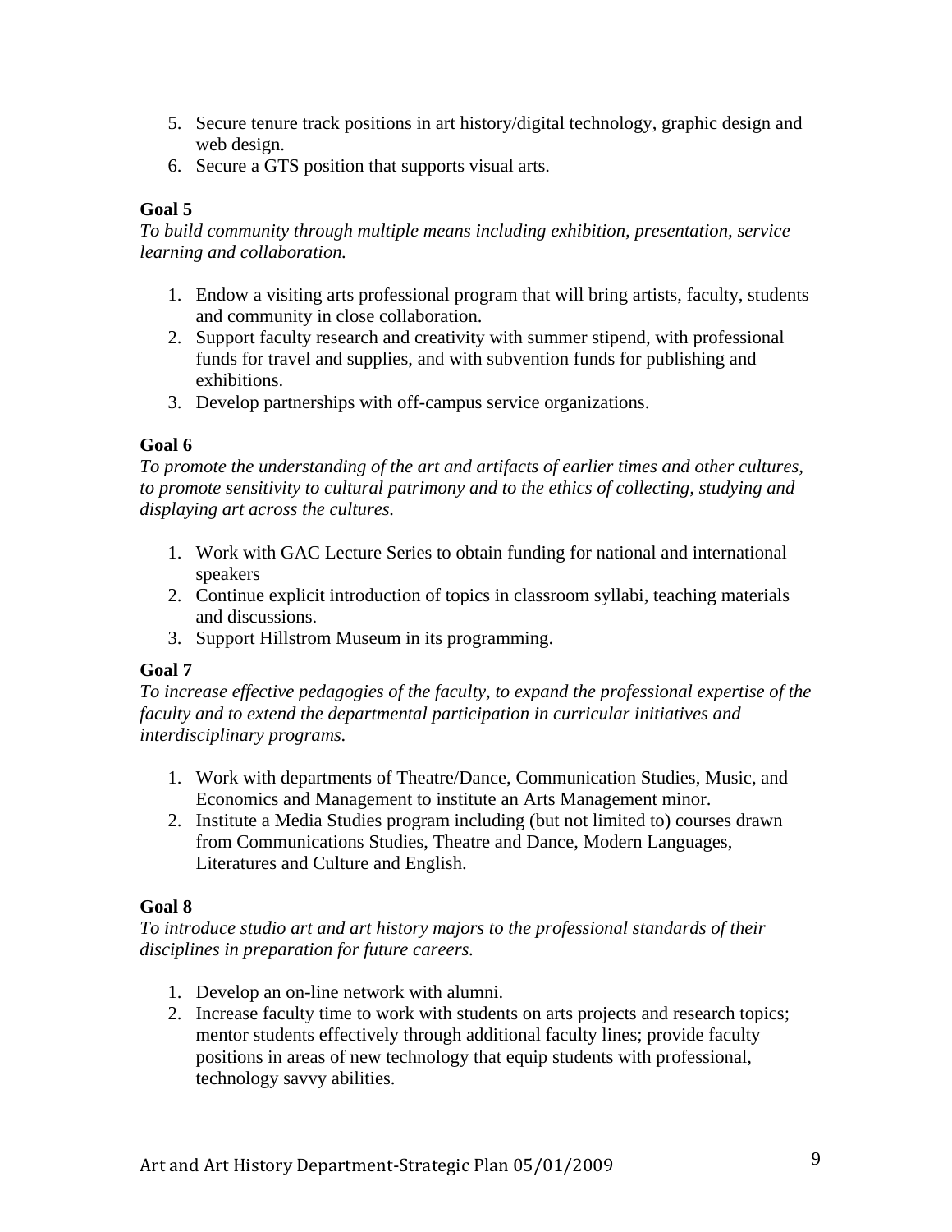5. Secure tenure track positions in art history/digital technology, graphic design and web design.
6. Secure a GTS position that supports visual arts.

**Goal 5**

*To build community through multiple means including exhibition, presentation, service learning and collaboration.*

1. Endow a visiting arts professional program that will bring artists, faculty, students and community in close collaboration.
2. Support faculty research and creativity with summer stipend, with professional funds for travel and supplies, and with subvention funds for publishing and exhibitions.
3. Develop partnerships with off-campus service organizations.

**Goal 6**

*To promote the understanding of the art and artifacts of earlier times and other cultures, to promote sensitivity to cultural patrimony and to the ethics of collecting, studying and displaying art across the cultures.*

1. Work with GAC Lecture Series to obtain funding for national and international speakers
2. Continue explicit introduction of topics in classroom syllabi, teaching materials and discussions.
3. Support Hillstrom Museum in its programming.

**Goal 7**

*To increase effective pedagogies of the faculty, to expand the professional expertise of the faculty and to extend the departmental participation in curricular initiatives and interdisciplinary programs.*

1. Work with departments of Theatre/Dance, Communication Studies, Music, and Economics and Management to institute an Arts Management minor.
2. Institute a Media Studies program including (but not limited to) courses drawn from Communications Studies, Theatre and Dance, Modern Languages, Literatures and Culture and English.

**Goal 8**

*To introduce studio art and art history majors to the professional standards of their disciplines in preparation for future careers.*

1. Develop an on-line network with alumni.
2. Increase faculty time to work with students on arts projects and research topics; mentor students effectively through additional faculty lines; provide faculty positions in areas of new technology that equip students with professional, technology savvy abilities.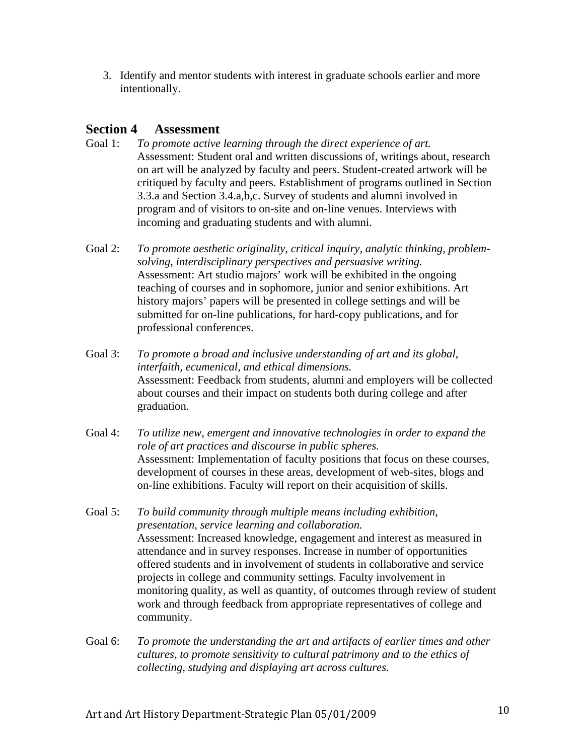3. Identify and mentor students with interest in graduate schools earlier and more intentionally.

## Section 4 Assessment

Goal 1: *To promote active learning through the direct experience of art.*
Assessment: Student oral and written discussions of, writings about, research on art will be analyzed by faculty and peers. Student-created artwork will be critiqued by faculty and peers. Establishment of programs outlined in Section 3.3.a and Section 3.4.a,b,c. Survey of students and alumni involved in program and of visitors to on-site and on-line venues. Interviews with incoming and graduating students and with alumni.

Goal 2: *To promote aesthetic originality, critical inquiry, analytic thinking, problem-solving, interdisciplinary perspectives and persuasive writing.*
Assessment: Art studio majors' work will be exhibited in the ongoing teaching of courses and in sophomore, junior and senior exhibitions. Art history majors' papers will be presented in college settings and will be submitted for on-line publications, for hard-copy publications, and for professional conferences.

Goal 3: *To promote a broad and inclusive understanding of art and its global, interfaith, ecumenical, and ethical dimensions.*
Assessment: Feedback from students, alumni and employers will be collected about courses and their impact on students both during college and after graduation.

Goal 4: *To utilize new, emergent and innovative technologies in order to expand the role of art practices and discourse in public spheres.*
Assessment: Implementation of faculty positions that focus on these courses, development of courses in these areas, development of web-sites, blogs and on-line exhibitions. Faculty will report on their acquisition of skills.

Goal 5: *To build community through multiple means including exhibition, presentation, service learning and collaboration.*
Assessment: Increased knowledge, engagement and interest as measured in attendance and in survey responses. Increase in number of opportunities offered students and in involvement of students in collaborative and service projects in college and community settings. Faculty involvement in monitoring quality, as well as quantity, of outcomes through review of student work and through feedback from appropriate representatives of college and community.

Goal 6: *To promote the understanding the art and artifacts of earlier times and other cultures, to promote sensitivity to cultural patrimony and to the ethics of collecting, studying and displaying art across cultures.*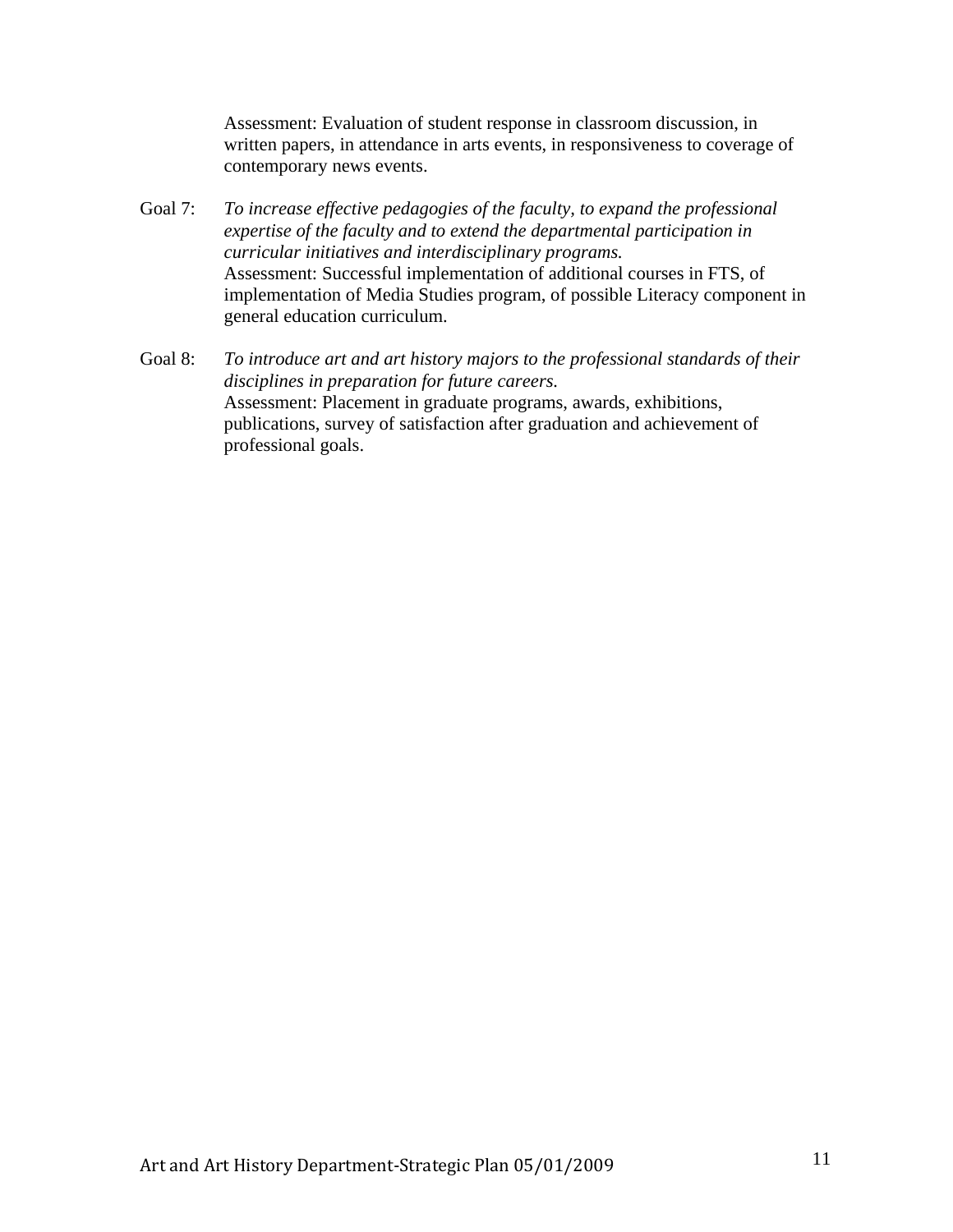Assessment: Evaluation of student response in classroom discussion, in written papers, in attendance in arts events, in responsiveness to coverage of contemporary news events.

Goal 7: *To increase effective pedagogies of the faculty, to expand the professional expertise of the faculty and to extend the departmental participation in curricular initiatives and interdisciplinary programs.*
Assessment: Successful implementation of additional courses in FTS, of implementation of Media Studies program, of possible Literacy component in general education curriculum.

Goal 8: *To introduce art and art history majors to the professional standards of their disciplines in preparation for future careers.*
Assessment: Placement in graduate programs, awards, exhibitions, publications, survey of satisfaction after graduation and achievement of professional goals.